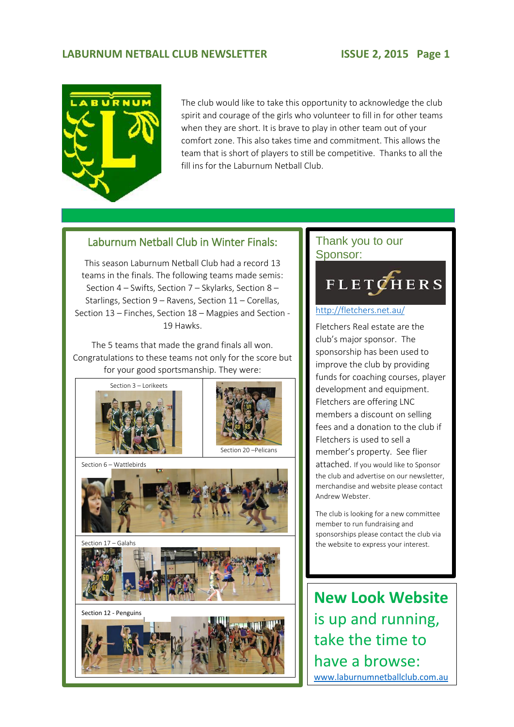# LABURNUM NETBALL CLUB NEWSLETTER

The club would like to take this opportunity to acknowledge the club spirit and courage of the girls who volunteer to fill in for other teams when they are short. It is brave to play in other team out of your comfort zone. This also takes time and commitment. This allows the team that is short of players to still be competitive. Thanks to all the fill ins for the Laburnum Netball Club.

## Laburnum Netball Club in Winter Finals:

This season Laburnum Netball Club had a record 13 teams in the finals. The following teams made semis: Section 4 – Swifts, Section 7 – Skylarks, Section 8 – Starlings, Section 9 – Ravens, Section 11 – Corellas, Section 13 – Finches, Section 18 – Magpies and Section - 19 Hawks.

The 5 teams that made the grand finals all won. Congratulations to these teams not only for the score but for your good sportsmanship. They were:

Section 3 – Lorikeets

Section 20 –Pelicans

Section 6 – Wattlebirds

Section 17 – Galahs

Section 12 - Penguins

## Thank you to our Sponsor:

FLETCHERS

http://fletchers.net.au/

Fletchers Real estate are the club's major sponsor. The sponsorship has been used to improve the club by providing funds for coaching courses, player development and equipment. Fletchers are offering LNC members a discount on selling fees and a donation to the club if Fletchers is used to sell a member's property. See flier attached. If you would like to Sponsor the club and advertise on our newsletter, merchandise and website please contact Andrew Webster.

The club is looking for a new committee member to run fundraising and sponsorships please contact the club via the website to express your interest.

## **New Look Website** is up and running, take the time to have a browse:

www.laburnumnetballclub.com.au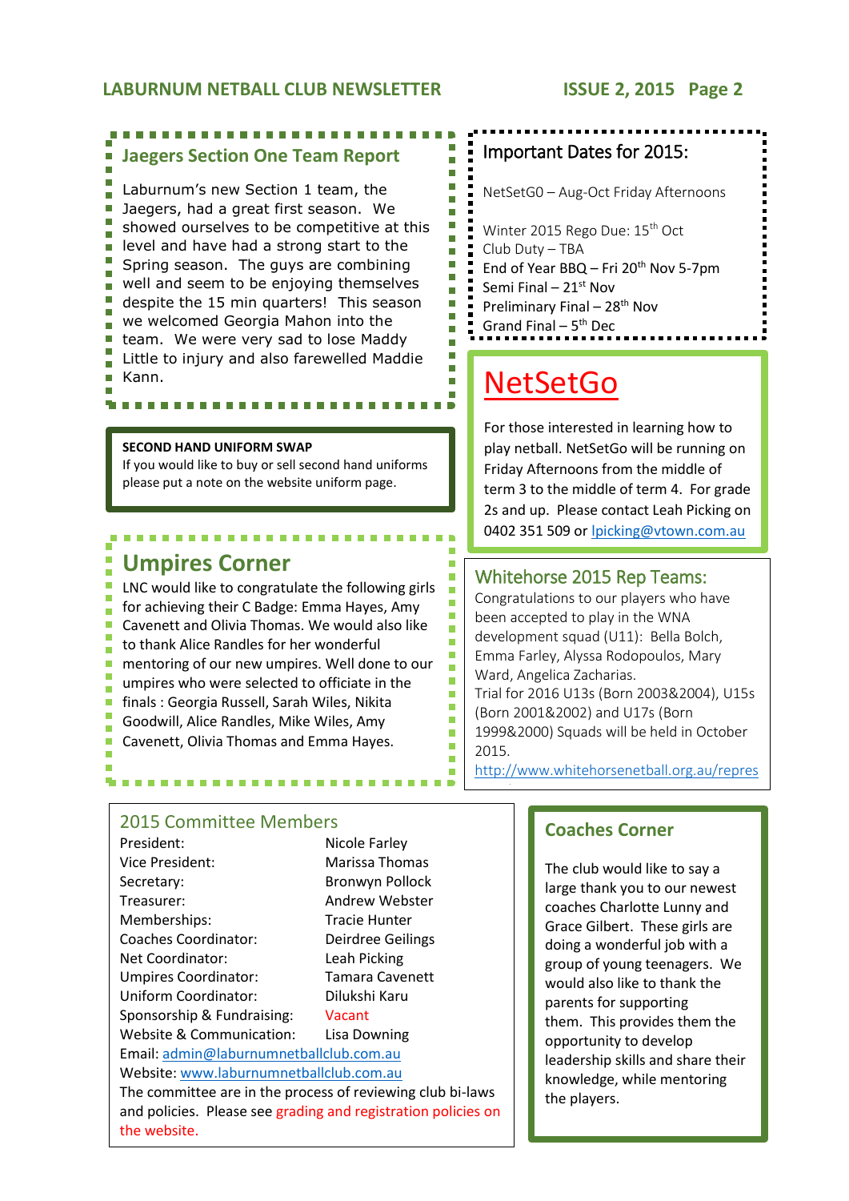## Jaegers Section One Team Report

Laburnum's new Section 1 team, the Jaegers, had a great first season. We showed ourselves to be competitive at this level and have had a strong start to the Spring season. The guys are combining well and seem to be enjoying themselves despite the 15 min quarters! This season we welcomed Georgia Mahon into the team. We were very sad to lose Maddy Little to injury and also farewelled Maddie Kann.

**SECOND HAND UNIFORM SWAP**

If you would like to buy or sell second hand uniforms please put a note on the website uniform page.

## Umpires Corner

LNC would like to congratulate the following girls for achieving their C Badge: Emma Hayes, Amy Cavenett and Olivia Thomas. We would also like to thank Alice Randles for her wonderful mentoring of our new umpires. Well done to our umpires who were selected to officiate in the finals : Georgia Russell, Sarah Wiles, Nikita Goodwill, Alice Randles, Mike Wiles, Amy Cavenett, Olivia Thomas and Emma Hayes.

## Important Dates for 2015:

NetSetG0 – Aug-Oct Friday Afternoons

Winter 2015 Rego Due: 15th Oct
Club Duty – TBA
End of Year BBQ – Fri 20th Nov 5-7pm
Semi Final – 21st Nov
Preliminary Final – 28th Nov
Grand Final – 5th Dec

## NetSetGo

For those interested in learning how to play netball. NetSetGo will be running on Friday Afternoons from the middle of term 3 to the middle of term 4. For grade 2s and up. Please contact Leah Picking on 0402 351 509 or lpicking@vtown.com.au

## Whitehorse 2015 Rep Teams:

Congratulations to our players who have been accepted to play in the WNA development squad (U11): Bella Bolch, Emma Farley, Alyssa Rodopoulos, Mary Ward, Angelica Zacharias.
Trial for 2016 U13s (Born 2003&2004), U15s (Born 2001&2002) and U17s (Born 1999&2000) Squads will be held in October 2015.
http://www.whitehorsenetball.org.au/repres

## 2015 Committee Members

| | |
|---|---|
| President: | Nicole Farley |
| Vice President: | Marissa Thomas |
| Secretary: | Bronwyn Pollock |
| Treasurer: | Andrew Webster |
| Memberships: | Tracie Hunter |
| Coaches Coordinator: | Deirdree Geilings |
| Net Coordinator: | Leah Picking |
| Umpires Coordinator: | Tamara Cavenett |
| Uniform Coordinator: | Dilukshi Karu |
| Sponsorship & Fundraising: | Vacant |
| Website & Communication: | Lisa Downing |

Email: admin@laburnumnetballclub.com.au
Website: www.laburnumnetballclub.com.au
The committee are in the process of reviewing club bi-laws and policies. Please see grading and registration policies on the website.

## Coaches Corner

The club would like to say a large thank you to our newest coaches Charlotte Lunny and Grace Gilbert. These girls are doing a wonderful job with a group of young teenagers. We would also like to thank the parents for supporting them. This provides them the opportunity to develop leadership skills and share their knowledge, while mentoring the players.